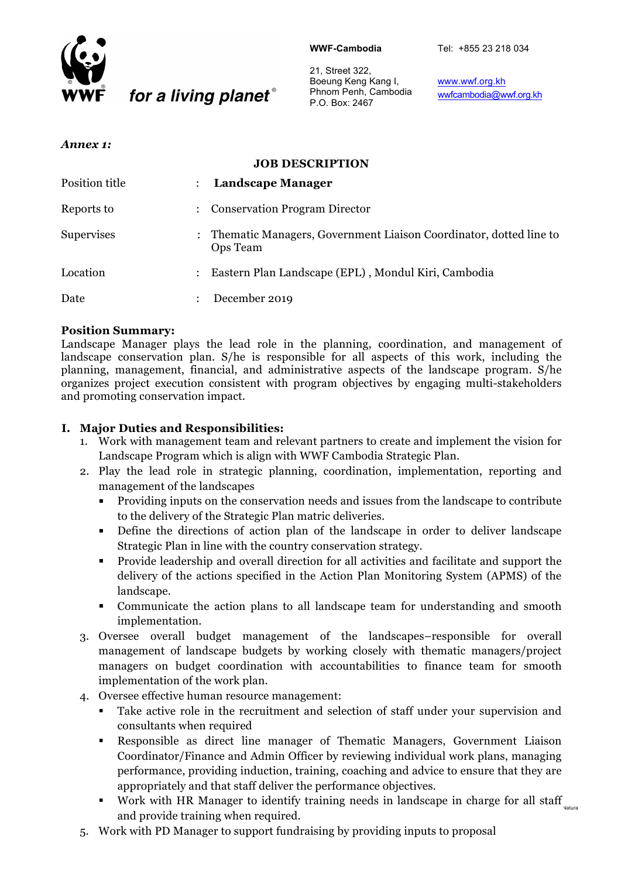WWF-Cambodia

21, Street 322,
Boeung Keng Kang I,
Phnom Penh, Cambodia
P.O. Box: 2467

Tel: +855 23 218 034

www.wwf.org.kh
wwfcambodia@wwf.org.kh

*for a living planet*®

***Annex 1:***

## JOB DESCRIPTION

| | | |
|---|---|---|
| Position title | : | **Landscape Manager** |
| Reports to | : | Conservation Program Director |
| Supervises | : | Thematic Managers, Government Liaison Coordinator, dotted line to Ops Team |
| Location | : | Eastern Plan Landscape (EPL) , Mondul Kiri, Cambodia |
| Date | : | December 2019 |

**Position Summary:**
Landscape Manager plays the lead role in the planning, coordination, and management of landscape conservation plan. S/he is responsible for all aspects of this work, including the planning, management, financial, and administrative aspects of the landscape program. S/he organizes project execution consistent with program objectives by engaging multi-stakeholders and promoting conservation impact.

### I. Major Duties and Responsibilities:

1. Work with management team and relevant partners to create and implement the vision for Landscape Program which is align with WWF Cambodia Strategic Plan.
2. Play the lead role in strategic planning, coordination, implementation, reporting and management of the landscapes
   - Providing inputs on the conservation needs and issues from the landscape to contribute to the delivery of the Strategic Plan matric deliveries.
   - Define the directions of action plan of the landscape in order to deliver landscape Strategic Plan in line with the country conservation strategy.
   - Provide leadership and overall direction for all activities and facilitate and support the delivery of the actions specified in the Action Plan Monitoring System (APMS) of the landscape.
   - Communicate the action plans to all landscape team for understanding and smooth implementation.
3. Oversee overall budget management of the landscapes–responsible for overall management of landscape budgets by working closely with thematic managers/project managers on budget coordination with accountabilities to finance team for smooth implementation of the work plan.
4. Oversee effective human resource management:
   - Take active role in the recruitment and selection of staff under your supervision and consultants when required
   - Responsible as direct line manager of Thematic Managers, Government Liaison Coordinator/Finance and Admin Officer by reviewing individual work plans, managing performance, providing induction, training, coaching and advice to ensure that they are appropriately and that staff deliver the performance objectives.
   - Work with HR Manager to identify training needs in landscape in charge for all staff and provide training when required.
5. Work with PD Manager to support fundraising by providing inputs to proposal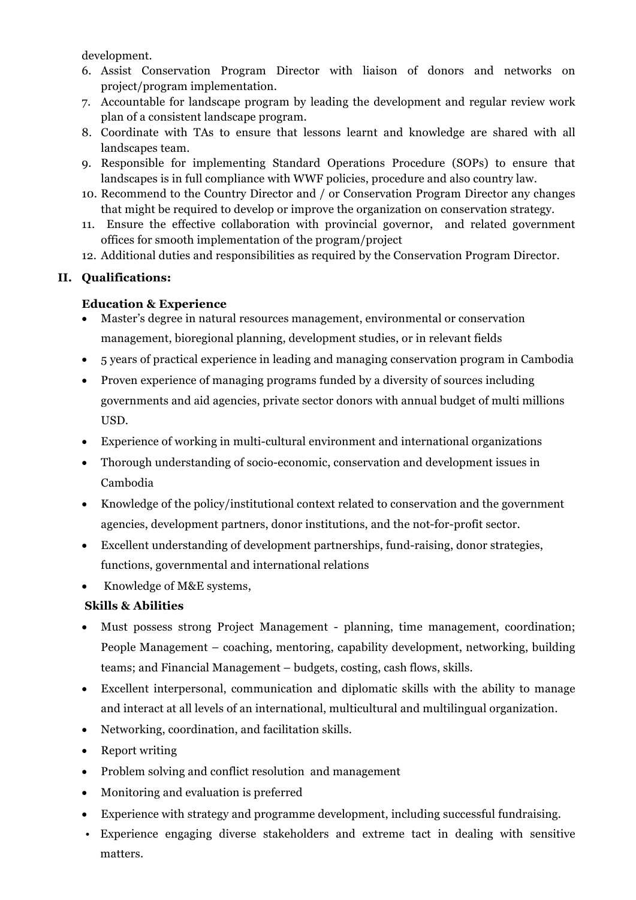development.

6. Assist Conservation Program Director with liaison of donors and networks on project/program implementation.
7. Accountable for landscape program by leading the development and regular review work plan of a consistent landscape program.
8. Coordinate with TAs to ensure that lessons learnt and knowledge are shared with all landscapes team.
9. Responsible for implementing Standard Operations Procedure (SOPs) to ensure that landscapes is in full compliance with WWF policies, procedure and also country law.
10. Recommend to the Country Director and / or Conservation Program Director any changes that might be required to develop or improve the organization on conservation strategy.
11. Ensure the effective collaboration with provincial governor, and related government offices for smooth implementation of the program/project
12. Additional duties and responsibilities as required by the Conservation Program Director.

## II. Qualifications:

### Education & Experience

- Master's degree in natural resources management, environmental or conservation management, bioregional planning, development studies, or in relevant fields
- 5 years of practical experience in leading and managing conservation program in Cambodia
- Proven experience of managing programs funded by a diversity of sources including governments and aid agencies, private sector donors with annual budget of multi millions USD.
- Experience of working in multi-cultural environment and international organizations
- Thorough understanding of socio-economic, conservation and development issues in Cambodia
- Knowledge of the policy/institutional context related to conservation and the government agencies, development partners, donor institutions, and the not-for-profit sector.
- Excellent understanding of development partnerships, fund-raising, donor strategies, functions, governmental and international relations
- Knowledge of M&E systems,

### Skills & Abilities

- Must possess strong Project Management - planning, time management, coordination; People Management – coaching, mentoring, capability development, networking, building teams; and Financial Management – budgets, costing, cash flows, skills.
- Excellent interpersonal, communication and diplomatic skills with the ability to manage and interact at all levels of an international, multicultural and multilingual organization.
- Networking, coordination, and facilitation skills.
- Report writing
- Problem solving and conflict resolution and management
- Monitoring and evaluation is preferred
- Experience with strategy and programme development, including successful fundraising.
- Experience engaging diverse stakeholders and extreme tact in dealing with sensitive matters.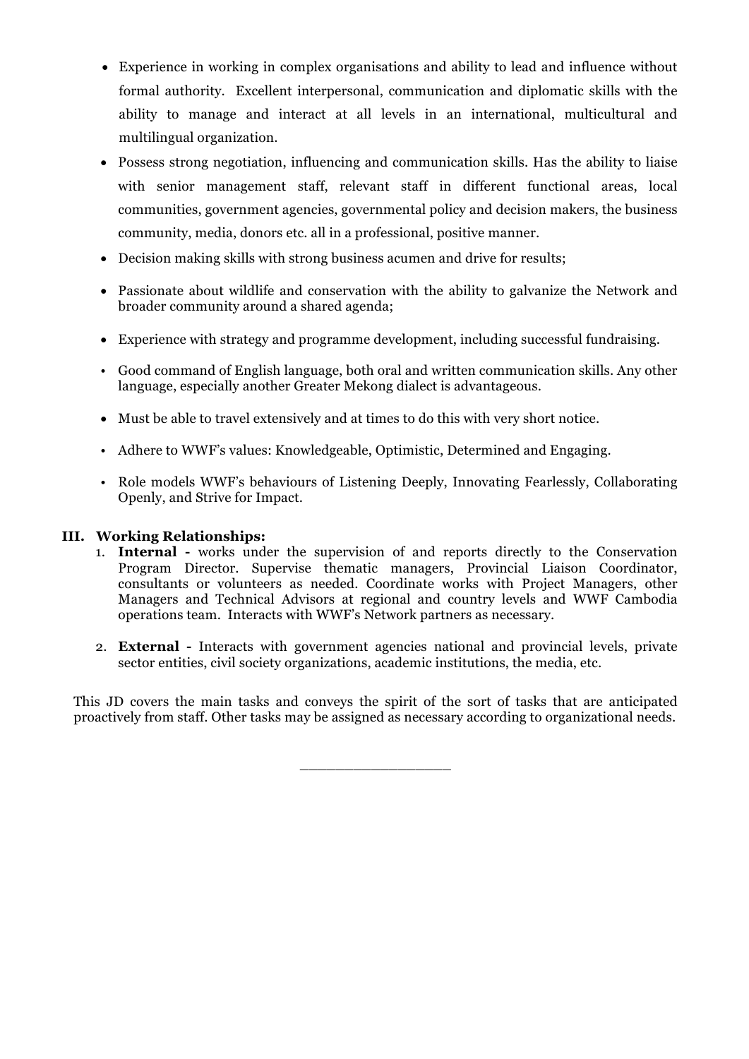- Experience in working in complex organisations and ability to lead and influence without formal authority. Excellent interpersonal, communication and diplomatic skills with the ability to manage and interact at all levels in an international, multicultural and multilingual organization.
- Possess strong negotiation, influencing and communication skills. Has the ability to liaise with senior management staff, relevant staff in different functional areas, local communities, government agencies, governmental policy and decision makers, the business community, media, donors etc. all in a professional, positive manner.
- Decision making skills with strong business acumen and drive for results;
- Passionate about wildlife and conservation with the ability to galvanize the Network and broader community around a shared agenda;
- Experience with strategy and programme development, including successful fundraising.
- Good command of English language, both oral and written communication skills. Any other language, especially another Greater Mekong dialect is advantageous.
- Must be able to travel extensively and at times to do this with very short notice.
- Adhere to WWF's values: Knowledgeable, Optimistic, Determined and Engaging.
- Role models WWF's behaviours of Listening Deeply, Innovating Fearlessly, Collaborating Openly, and Strive for Impact.

## III. Working Relationships:

1. **Internal -** works under the supervision of and reports directly to the Conservation Program Director. Supervise thematic managers, Provincial Liaison Coordinator, consultants or volunteers as needed. Coordinate works with Project Managers, other Managers and Technical Advisors at regional and country levels and WWF Cambodia operations team. Interacts with WWF's Network partners as necessary.
2. **External -** Interacts with government agencies national and provincial levels, private sector entities, civil society organizations, academic institutions, the media, etc.

This JD covers the main tasks and conveys the spirit of the sort of tasks that are anticipated proactively from staff. Other tasks may be assigned as necessary according to organizational needs.

\_\_\_\_\_\_\_\_\_\_\_\_\_\_\_\_\_\_